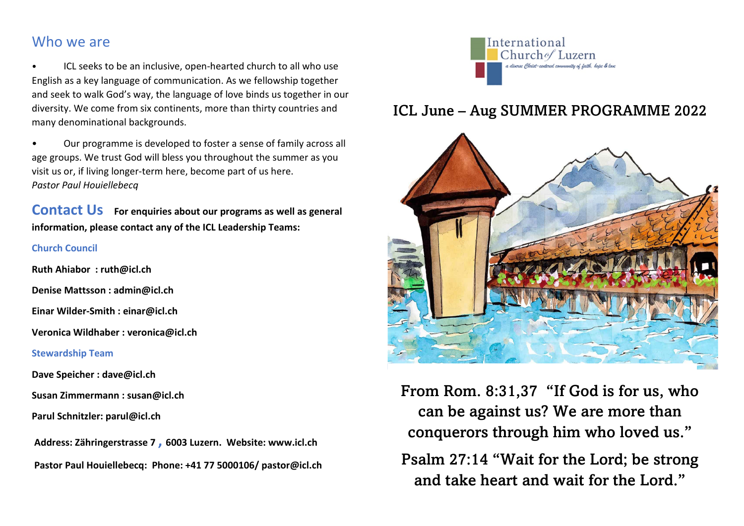## Who we are

- ICL seeks to be an inclusive, open-hearted church to all who use English as a key language of communication. As we fellowship together and seek to walk God's way, the language of love binds us together in our diversity. We come from six continents, more than thirty countries and many denominational backgrounds.
- Our programme is developed to foster a sense of family across all age groups. We trust God will bless you throughout the summer as you visit us or, if living longer-term here, become part of us here.

*Pastor Paul Houiellebecq*

## Contact Us

**For enquiries about our programs as well as general information, please contact any of the ICL Leadership Teams:**

### Church Council

**Ruth Ahiabor : ruth@icl.ch**

**Denise Mattsson : admin@icl.ch**

**Einar Wilder-Smith : einar@icl.ch**

**Veronica Wildhaber : veronica@icl.ch**

### Stewardship Team

**Dave Speicher : dave@icl.ch**

**Susan Zimmermann : susan@icl.ch**

**Parul Schnitzler: parul@icl.ch**

**Address: Zähringerstrasse 7 , 6003 Luzern. Website: www.icl.ch**

**Pastor Paul Houiellebecq: Phone: +41 77 5000106/ pastor@icl.ch**

International Church of Luzern

*a diverse Christ-centred community of faith, hope & love*

# ICL June – Aug SUMMER PROGRAMME 2022

From Rom. 8:31,37 "If God is for us, who can be against us? We are more than conquerors through him who loved us."

Psalm 27:14 "Wait for the Lord; be strong and take heart and wait for the Lord."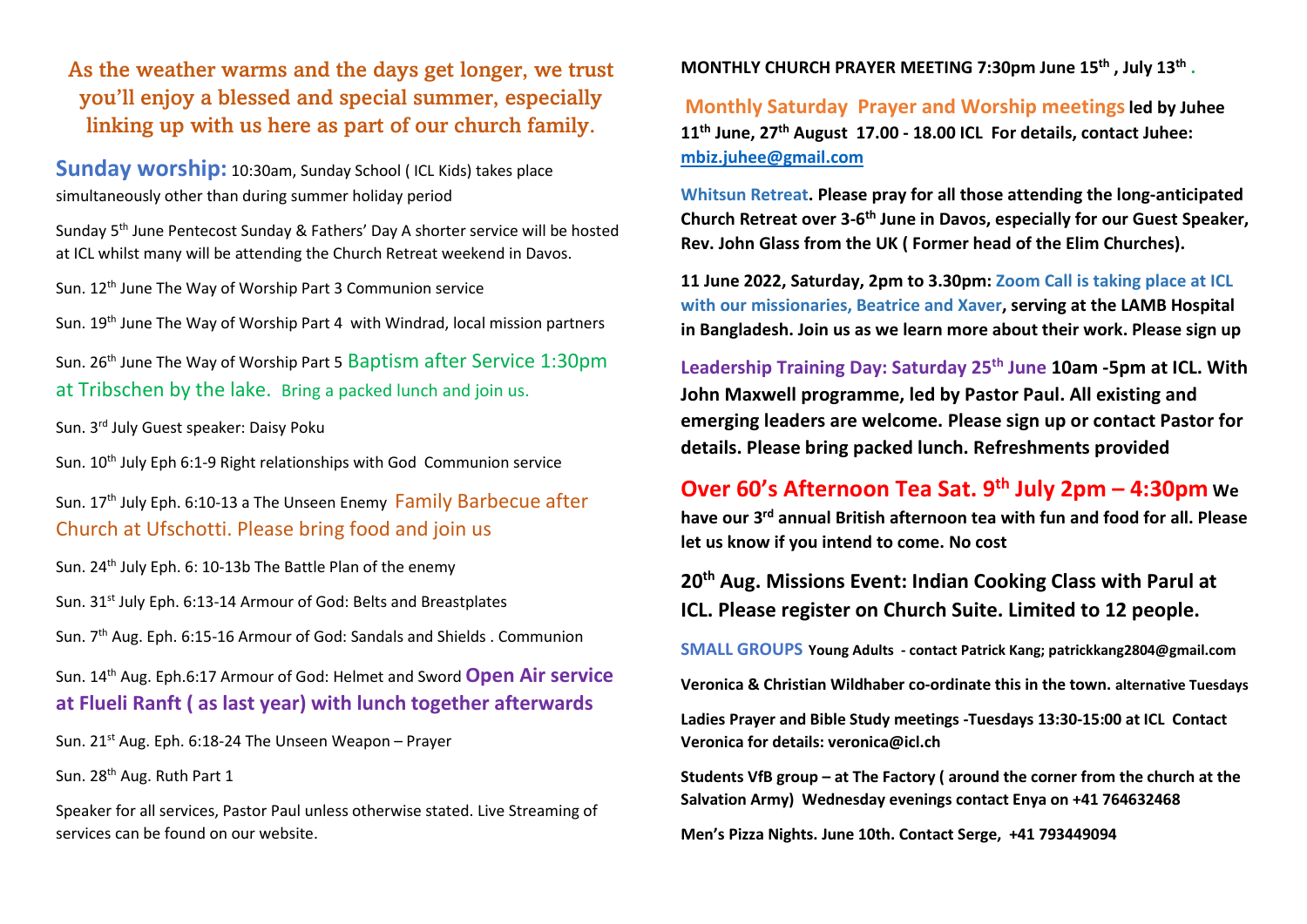## As the weather warms and the days get longer, we trust you'll enjoy a blessed and special summer, especially linking up with us here as part of our church family.

**Sunday worship:** 10:30am, Sunday School ( ICL Kids) takes place simultaneously other than during summer holiday period

Sunday 5th June Pentecost Sunday & Fathers' Day A shorter service will be hosted at ICL whilst many will be attending the Church Retreat weekend in Davos.

Sun. 12th June The Way of Worship Part 3 Communion service

Sun. 19th June The Way of Worship Part 4 with Windrad, local mission partners

Sun. 26th June The Way of Worship Part 5 Baptism after Service 1:30pm at Tribschen by the lake. Bring a packed lunch and join us.

Sun. 3rd July Guest speaker: Daisy Poku

Sun. 10th July Eph 6:1-9 Right relationships with God Communion service

Sun. 17th July Eph. 6:10-13 a The Unseen Enemy Family Barbecue after Church at Ufschotti. Please bring food and join us

Sun. 24th July Eph. 6: 10-13b The Battle Plan of the enemy

Sun. 31st July Eph. 6:13-14 Armour of God: Belts and Breastplates

Sun. 7th Aug. Eph. 6:15-16 Armour of God: Sandals and Shields . Communion

Sun. 14th Aug. Eph.6:17 Armour of God: Helmet and Sword **Open Air service at Flueli Ranft ( as last year) with lunch together afterwards**

Sun. 21st Aug. Eph. 6:18-24 The Unseen Weapon – Prayer

Sun. 28th Aug. Ruth Part 1

Speaker for all services, Pastor Paul unless otherwise stated. Live Streaming of services can be found on our website.

**MONTHLY CHURCH PRAYER MEETING 7:30pm June 15th , July 13th .**

**Monthly Saturday Prayer and Worship meetings led by Juhee 11th June, 27th August 17.00 - 18.00 ICL For details, contact Juhee: mbiz.juhee@gmail.com**

**Whitsun Retreat. Please pray for all those attending the long-anticipated Church Retreat over 3-6th June in Davos, especially for our Guest Speaker, Rev. John Glass from the UK ( Former head of the Elim Churches).**

**11 June 2022, Saturday, 2pm to 3.30pm: Zoom Call is taking place at ICL with our missionaries, Beatrice and Xaver, serving at the LAMB Hospital in Bangladesh. Join us as we learn more about their work. Please sign up**

**Leadership Training Day: Saturday 25th June 10am -5pm at ICL. With John Maxwell programme, led by Pastor Paul. All existing and emerging leaders are welcome. Please sign up or contact Pastor for details. Please bring packed lunch. Refreshments provided**

**Over 60's Afternoon Tea Sat. 9th July 2pm – 4:30pm We have our 3rd annual British afternoon tea with fun and food for all. Please let us know if you intend to come. No cost**

**20th Aug. Missions Event: Indian Cooking Class with Parul at ICL. Please register on Church Suite. Limited to 12 people.**

**SMALL GROUPS Young Adults - contact Patrick Kang; patrickkang2804@gmail.com**

**Veronica & Christian Wildhaber co-ordinate this in the town. alternative Tuesdays**

**Ladies Prayer and Bible Study meetings -Tuesdays 13:30-15:00 at ICL Contact Veronica for details: veronica@icl.ch**

**Students VfB group – at The Factory ( around the corner from the church at the Salvation Army) Wednesday evenings contact Enya on +41 764632468**

**Men's Pizza Nights. June 10th. Contact Serge, +41 793449094**